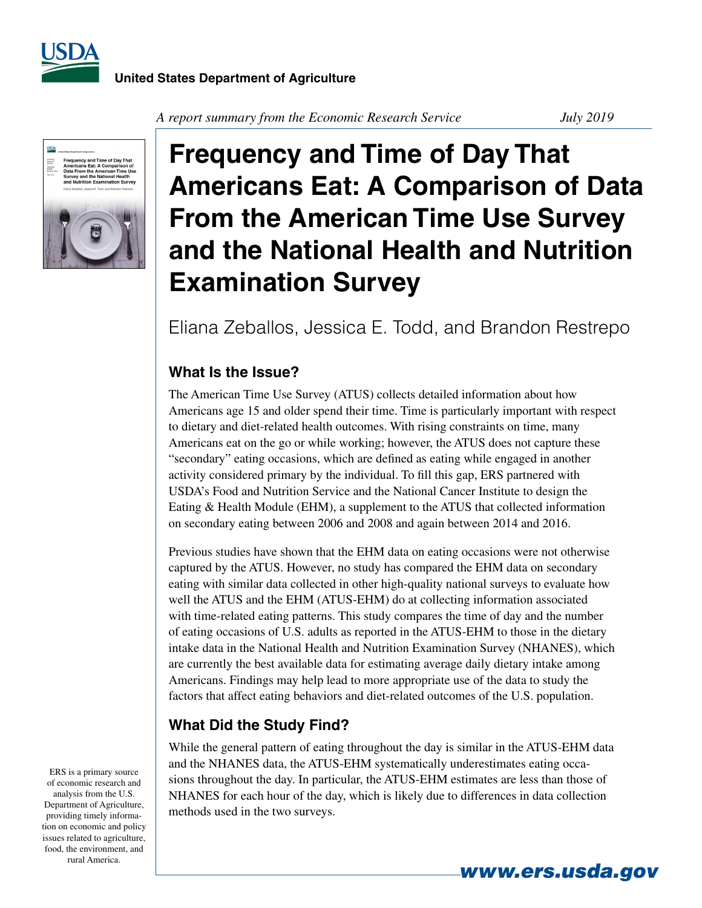United States Department of Agriculture

*A report summary from the Economic Research Service* *July 2019*

# Frequency and Time of Day That Americans Eat: A Comparison of Data From the American Time Use Survey and the National Health and Nutrition Examination Survey

Eliana Zeballos, Jessica E. Todd, and Brandon Restrepo

## What Is the Issue?

The American Time Use Survey (ATUS) collects detailed information about how Americans age 15 and older spend their time. Time is particularly important with respect to dietary and diet-related health outcomes. With rising constraints on time, many Americans eat on the go or while working; however, the ATUS does not capture these "secondary" eating occasions, which are defined as eating while engaged in another activity considered primary by the individual. To fill this gap, ERS partnered with USDA's Food and Nutrition Service and the National Cancer Institute to design the Eating & Health Module (EHM), a supplement to the ATUS that collected information on secondary eating between 2006 and 2008 and again between 2014 and 2016.

Previous studies have shown that the EHM data on eating occasions were not otherwise captured by the ATUS. However, no study has compared the EHM data on secondary eating with similar data collected in other high-quality national surveys to evaluate how well the ATUS and the EHM (ATUS-EHM) do at collecting information associated with time-related eating patterns. This study compares the time of day and the number of eating occasions of U.S. adults as reported in the ATUS-EHM to those in the dietary intake data in the National Health and Nutrition Examination Survey (NHANES), which are currently the best available data for estimating average daily dietary intake among Americans. Findings may help lead to more appropriate use of the data to study the factors that affect eating behaviors and diet-related outcomes of the U.S. population.

## What Did the Study Find?

While the general pattern of eating throughout the day is similar in the ATUS-EHM data and the NHANES data, the ATUS-EHM systematically underestimates eating occasions throughout the day. In particular, the ATUS-EHM estimates are less than those of NHANES for each hour of the day, which is likely due to differences in data collection methods used in the two surveys.

ERS is a primary source of economic research and analysis from the U.S. Department of Agriculture, providing timely information on economic and policy issues related to agriculture, food, the environment, and rural America.

www.ers.usda.gov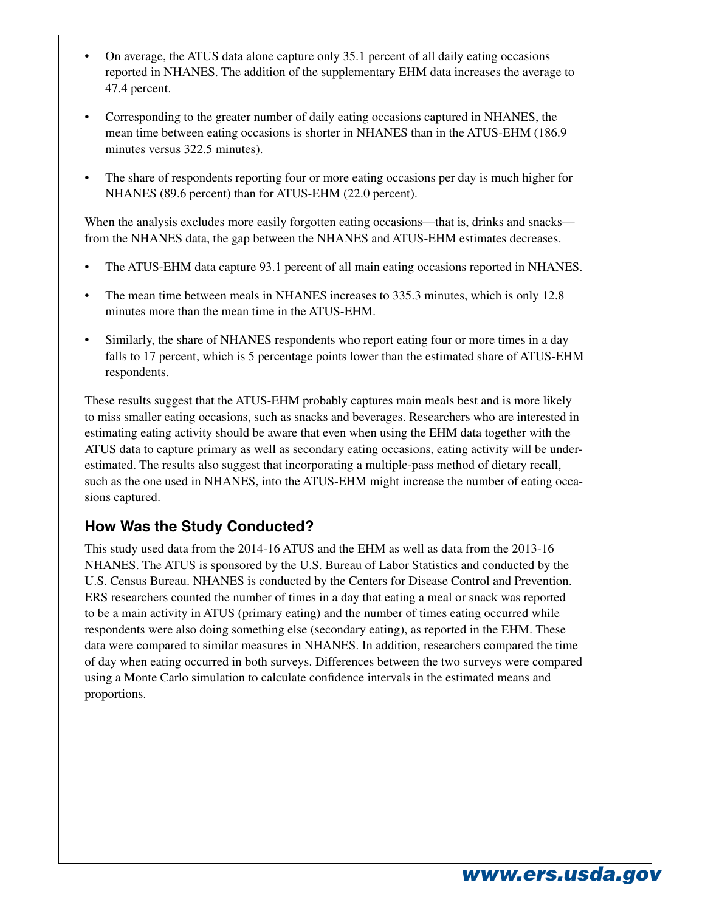- On average, the ATUS data alone capture only 35.1 percent of all daily eating occasions reported in NHANES. The addition of the supplementary EHM data increases the average to 47.4 percent.
- Corresponding to the greater number of daily eating occasions captured in NHANES, the mean time between eating occasions is shorter in NHANES than in the ATUS-EHM (186.9 minutes versus 322.5 minutes).
- The share of respondents reporting four or more eating occasions per day is much higher for NHANES (89.6 percent) than for ATUS-EHM (22.0 percent).

When the analysis excludes more easily forgotten eating occasions—that is, drinks and snacks—from the NHANES data, the gap between the NHANES and ATUS-EHM estimates decreases.

- The ATUS-EHM data capture 93.1 percent of all main eating occasions reported in NHANES.
- The mean time between meals in NHANES increases to 335.3 minutes, which is only 12.8 minutes more than the mean time in the ATUS-EHM.
- Similarly, the share of NHANES respondents who report eating four or more times in a day falls to 17 percent, which is 5 percentage points lower than the estimated share of ATUS-EHM respondents.

These results suggest that the ATUS-EHM probably captures main meals best and is more likely to miss smaller eating occasions, such as snacks and beverages. Researchers who are interested in estimating eating activity should be aware that even when using the EHM data together with the ATUS data to capture primary as well as secondary eating occasions, eating activity will be underestimated. The results also suggest that incorporating a multiple-pass method of dietary recall, such as the one used in NHANES, into the ATUS-EHM might increase the number of eating occasions captured.

## How Was the Study Conducted?

This study used data from the 2014-16 ATUS and the EHM as well as data from the 2013-16 NHANES. The ATUS is sponsored by the U.S. Bureau of Labor Statistics and conducted by the U.S. Census Bureau. NHANES is conducted by the Centers for Disease Control and Prevention. ERS researchers counted the number of times in a day that eating a meal or snack was reported to be a main activity in ATUS (primary eating) and the number of times eating occurred while respondents were also doing something else (secondary eating), as reported in the EHM. These data were compared to similar measures in NHANES. In addition, researchers compared the time of day when eating occurred in both surveys. Differences between the two surveys were compared using a Monte Carlo simulation to calculate confidence intervals in the estimated means and proportions.